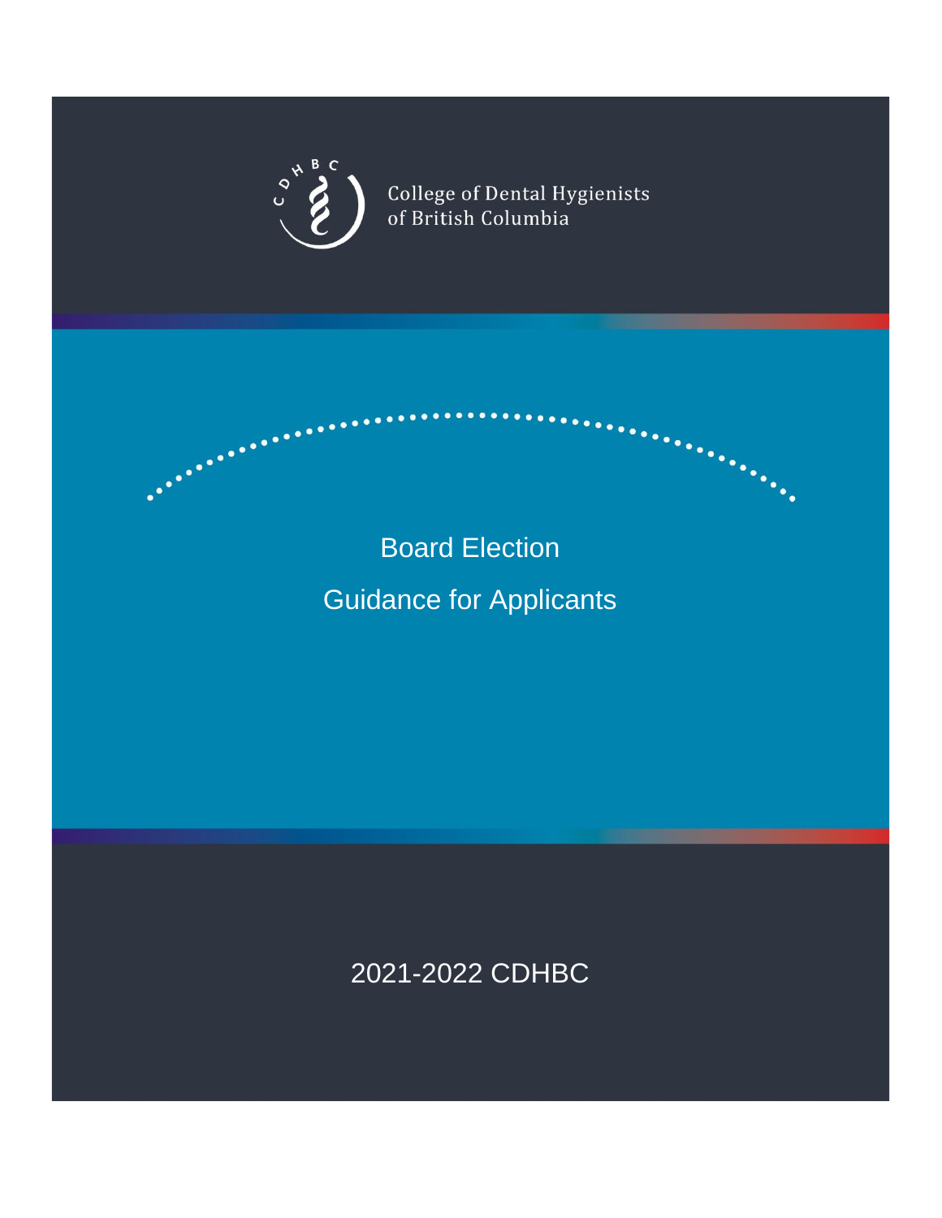College of Dental Hygienists of British Columbia

# Board Election

## Guidance for Applicants

2021-2022 CDHBC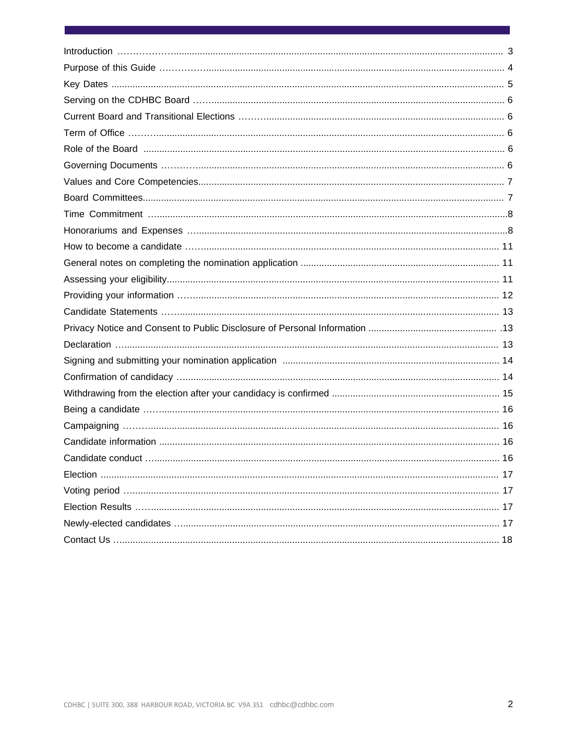| | |
|---|---|
| Introduction | 3 |
| Purpose of this Guide | 4 |
| Key Dates | 5 |
| Serving on the CDHBC Board | 6 |
| Current Board and Transitional Elections | 6 |
| Term of Office | 6 |
| Role of the Board | 6 |
| Governing Documents | 6 |
| Values and Core Competencies | 7 |
| Board Committees | 7 |
| Time Commitment | 8 |
| Honorariums and Expenses | 8 |
| How to become a candidate | 11 |
| General notes on completing the nomination application | 11 |
| Assessing your eligibility | 11 |
| Providing your information | 12 |
| Candidate Statements | 13 |
| Privacy Notice and Consent to Public Disclosure of Personal Information | 13 |
| Declaration | 13 |
| Signing and submitting your nomination application | 14 |
| Confirmation of candidacy | 14 |
| Withdrawing from the election after your candidacy is confirmed | 15 |
| Being a candidate | 16 |
| Campaigning | 16 |
| Candidate information | 16 |
| Candidate conduct | 16 |
| Election | 17 |
| Voting period | 17 |
| Election Results | 17 |
| Newly-elected candidates | 17 |
| Contact Us | 18 |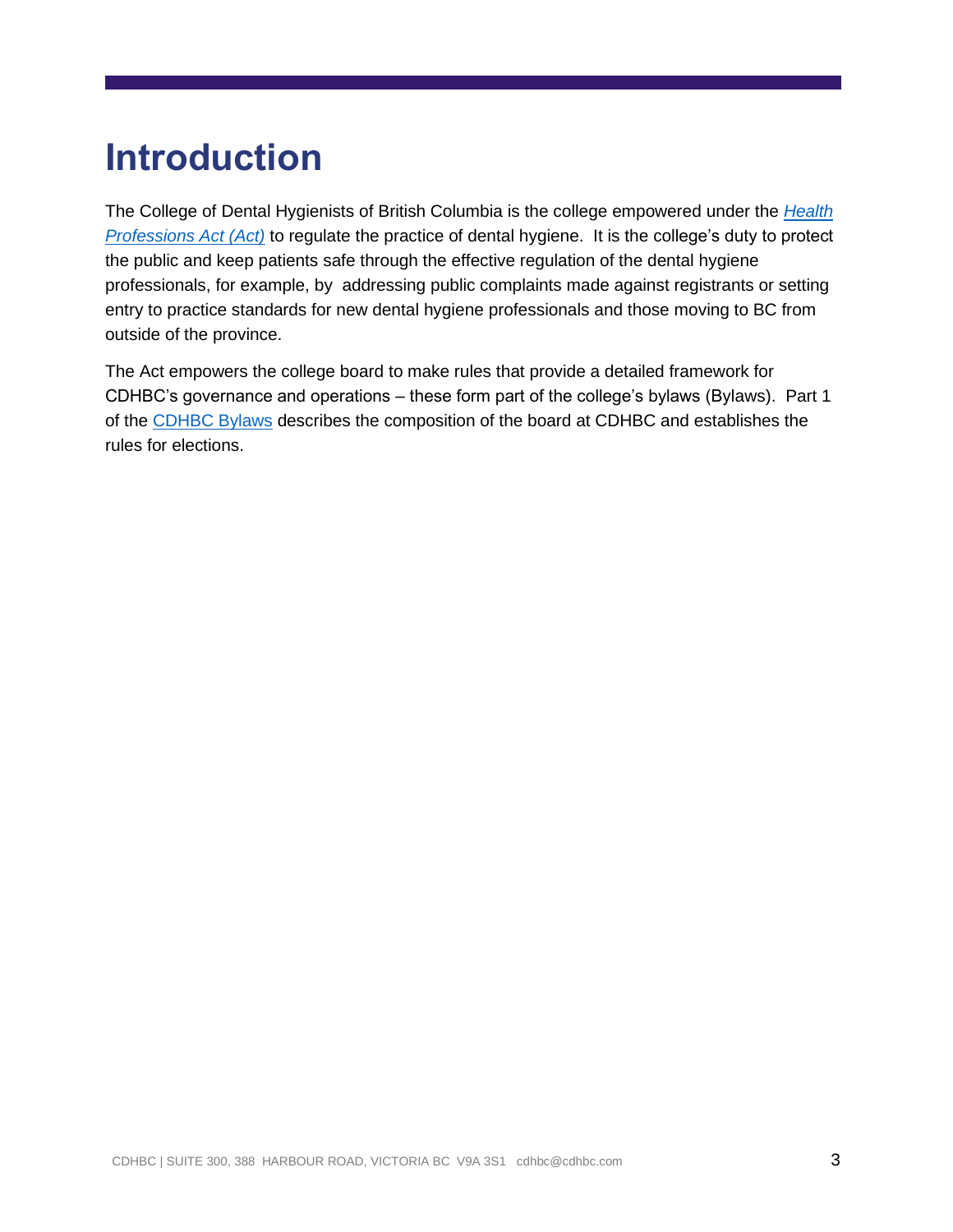# Introduction

The College of Dental Hygienists of British Columbia is the college empowered under the *Health Professions Act (Act)* to regulate the practice of dental hygiene. It is the college's duty to protect the public and keep patients safe through the effective regulation of the dental hygiene professionals, for example, by addressing public complaints made against registrants or setting entry to practice standards for new dental hygiene professionals and those moving to BC from outside of the province.

The Act empowers the college board to make rules that provide a detailed framework for CDHBC's governance and operations – these form part of the college's bylaws (Bylaws). Part 1 of the CDHBC Bylaws describes the composition of the board at CDHBC and establishes the rules for elections.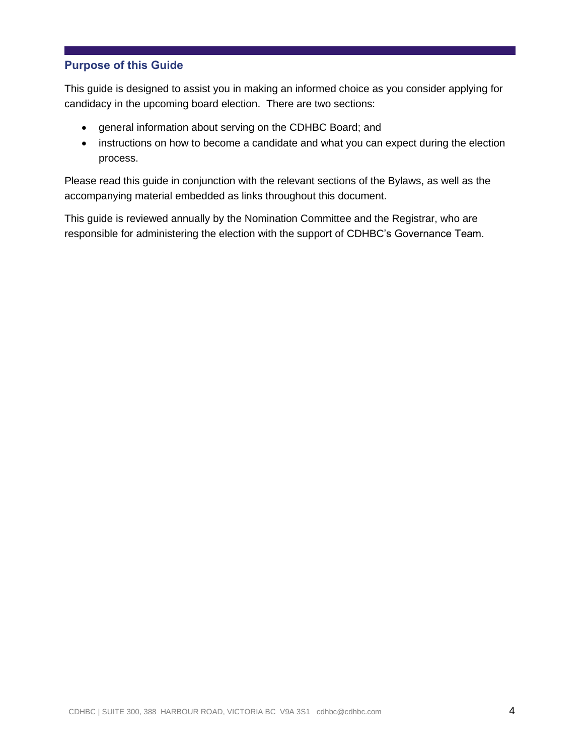## Purpose of this Guide

This guide is designed to assist you in making an informed choice as you consider applying for candidacy in the upcoming board election. There are two sections:

- general information about serving on the CDHBC Board; and
- instructions on how to become a candidate and what you can expect during the election process.

Please read this guide in conjunction with the relevant sections of the Bylaws, as well as the accompanying material embedded as links throughout this document.

This guide is reviewed annually by the Nomination Committee and the Registrar, who are responsible for administering the election with the support of CDHBC's Governance Team.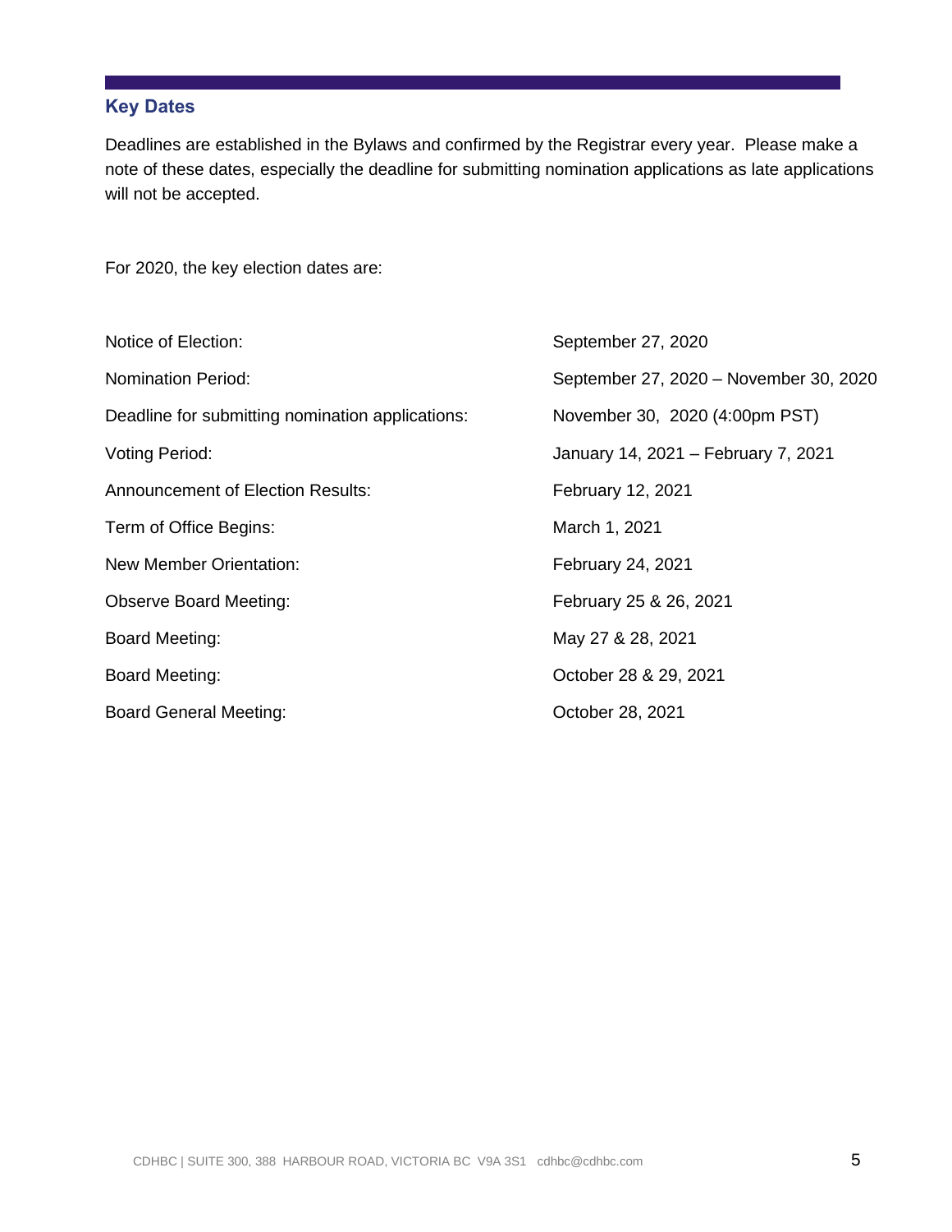## Key Dates

Deadlines are established in the Bylaws and confirmed by the Registrar every year. Please make a note of these dates, especially the deadline for submitting nomination applications as late applications will not be accepted.

For 2020, the key election dates are:

| | |
|---|---|
| Notice of Election: | September 27, 2020 |
| Nomination Period: | September 27, 2020 – November 30, 2020 |
| Deadline for submitting nomination applications: | November 30, 2020 (4:00pm PST) |
| Voting Period: | January 14, 2021 – February 7, 2021 |
| Announcement of Election Results: | February 12, 2021 |
| Term of Office Begins: | March 1, 2021 |
| New Member Orientation: | February 24, 2021 |
| Observe Board Meeting: | February 25 & 26, 2021 |
| Board Meeting: | May 27 & 28, 2021 |
| Board Meeting: | October 28 & 29, 2021 |
| Board General Meeting: | October 28, 2021 |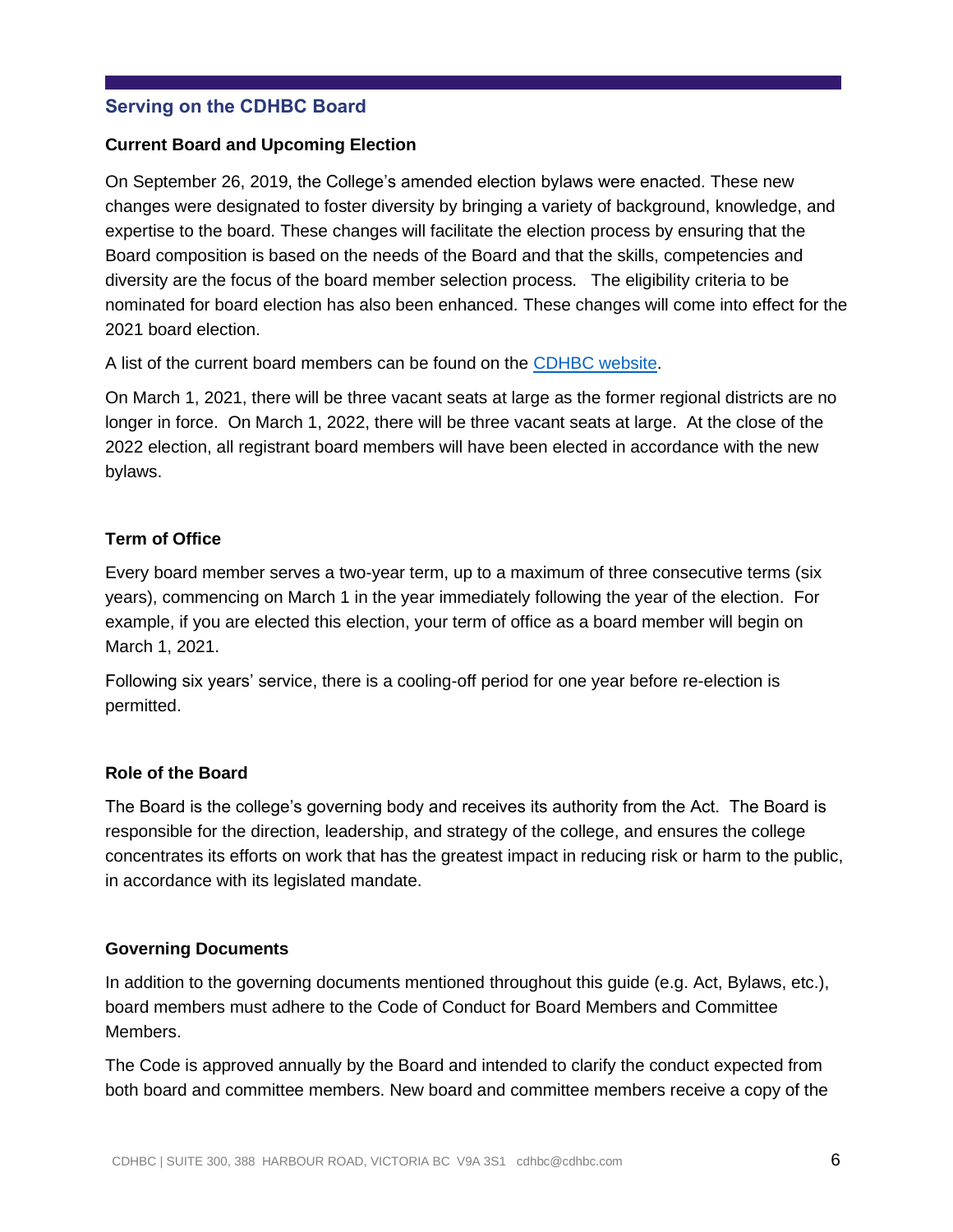## Serving on the CDHBC Board

### Current Board and Upcoming Election

On September 26, 2019, the College's amended election bylaws were enacted. These new changes were designated to foster diversity by bringing a variety of background, knowledge, and expertise to the board. These changes will facilitate the election process by ensuring that the Board composition is based on the needs of the Board and that the skills, competencies and diversity are the focus of the board member selection process. The eligibility criteria to be nominated for board election has also been enhanced. These changes will come into effect for the 2021 board election.

A list of the current board members can be found on the CDHBC website.

On March 1, 2021, there will be three vacant seats at large as the former regional districts are no longer in force. On March 1, 2022, there will be three vacant seats at large. At the close of the 2022 election, all registrant board members will have been elected in accordance with the new bylaws.

### Term of Office

Every board member serves a two-year term, up to a maximum of three consecutive terms (six years), commencing on March 1 in the year immediately following the year of the election. For example, if you are elected this election, your term of office as a board member will begin on March 1, 2021.

Following six years' service, there is a cooling-off period for one year before re-election is permitted.

### Role of the Board

The Board is the college's governing body and receives its authority from the Act. The Board is responsible for the direction, leadership, and strategy of the college, and ensures the college concentrates its efforts on work that has the greatest impact in reducing risk or harm to the public, in accordance with its legislated mandate.

### Governing Documents

In addition to the governing documents mentioned throughout this guide (e.g. Act, Bylaws, etc.), board members must adhere to the Code of Conduct for Board Members and Committee Members.

The Code is approved annually by the Board and intended to clarify the conduct expected from both board and committee members. New board and committee members receive a copy of the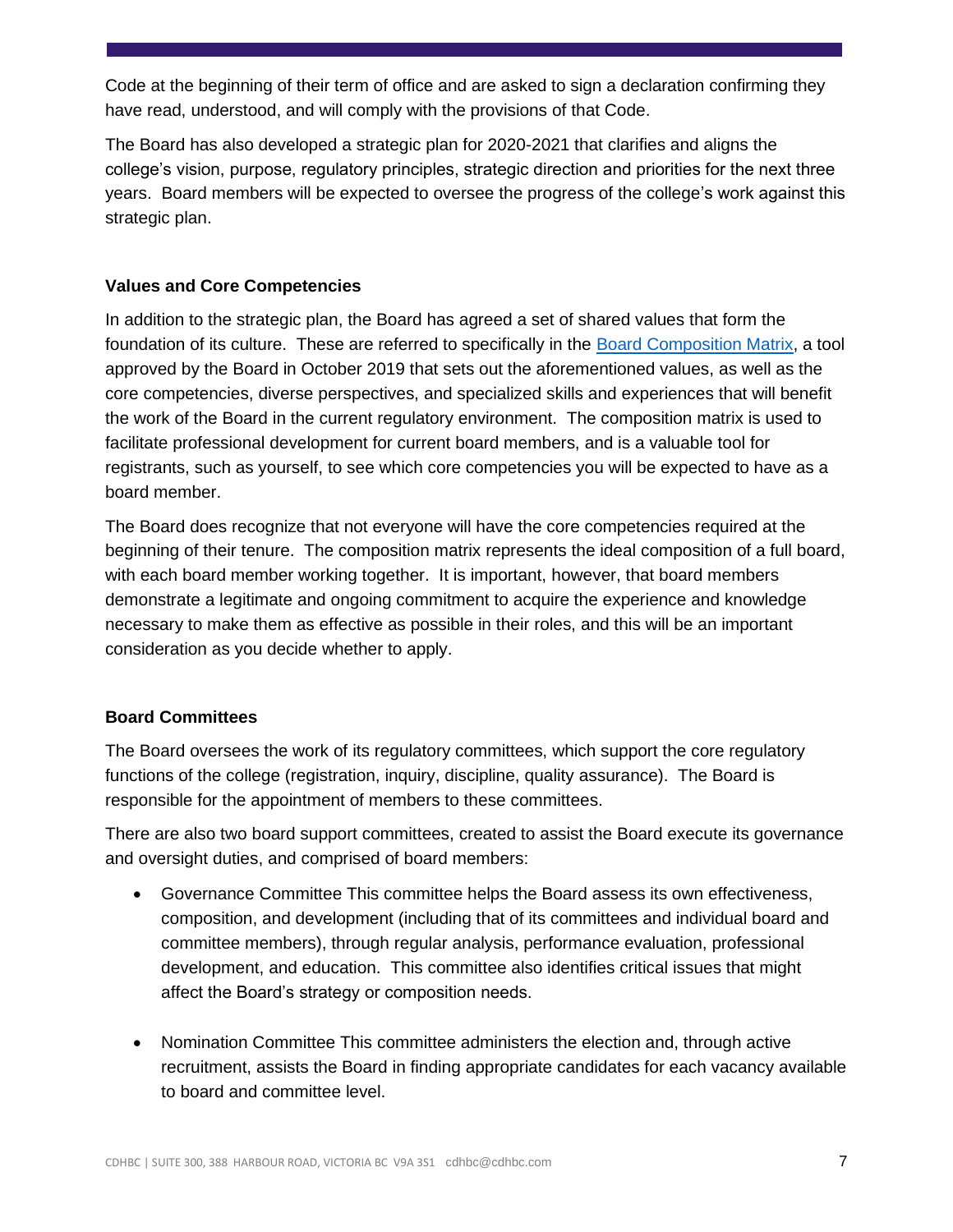Code at the beginning of their term of office and are asked to sign a declaration confirming they have read, understood, and will comply with the provisions of that Code.

The Board has also developed a strategic plan for 2020-2021 that clarifies and aligns the college's vision, purpose, regulatory principles, strategic direction and priorities for the next three years. Board members will be expected to oversee the progress of the college's work against this strategic plan.

### Values and Core Competencies

In addition to the strategic plan, the Board has agreed a set of shared values that form the foundation of its culture. These are referred to specifically in the Board Composition Matrix, a tool approved by the Board in October 2019 that sets out the aforementioned values, as well as the core competencies, diverse perspectives, and specialized skills and experiences that will benefit the work of the Board in the current regulatory environment. The composition matrix is used to facilitate professional development for current board members, and is a valuable tool for registrants, such as yourself, to see which core competencies you will be expected to have as a board member.

The Board does recognize that not everyone will have the core competencies required at the beginning of their tenure. The composition matrix represents the ideal composition of a full board, with each board member working together. It is important, however, that board members demonstrate a legitimate and ongoing commitment to acquire the experience and knowledge necessary to make them as effective as possible in their roles, and this will be an important consideration as you decide whether to apply.

### Board Committees

The Board oversees the work of its regulatory committees, which support the core regulatory functions of the college (registration, inquiry, discipline, quality assurance). The Board is responsible for the appointment of members to these committees.

There are also two board support committees, created to assist the Board execute its governance and oversight duties, and comprised of board members:

- Governance Committee This committee helps the Board assess its own effectiveness, composition, and development (including that of its committees and individual board and committee members), through regular analysis, performance evaluation, professional development, and education. This committee also identifies critical issues that might affect the Board's strategy or composition needs.

- Nomination Committee This committee administers the election and, through active recruitment, assists the Board in finding appropriate candidates for each vacancy available to board and committee level.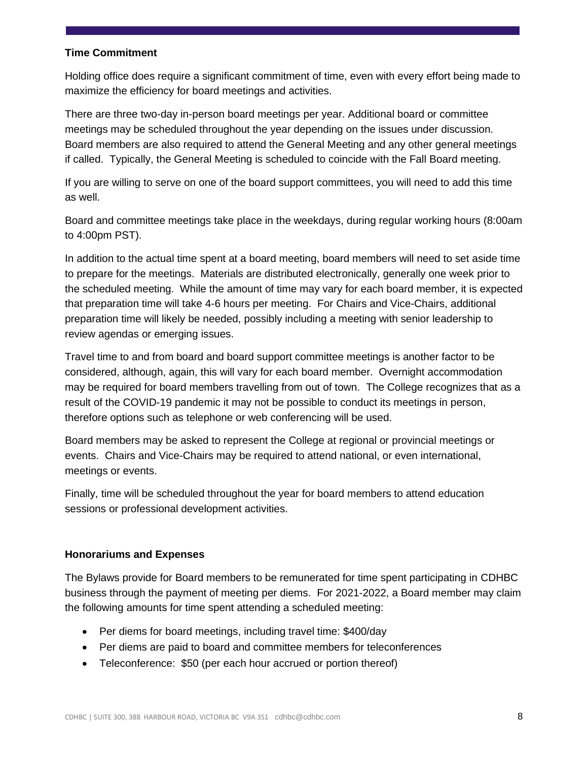**Time Commitment**

Holding office does require a significant commitment of time, even with every effort being made to maximize the efficiency for board meetings and activities.

There are three two-day in-person board meetings per year. Additional board or committee meetings may be scheduled throughout the year depending on the issues under discussion. Board members are also required to attend the General Meeting and any other general meetings if called. Typically, the General Meeting is scheduled to coincide with the Fall Board meeting.

If you are willing to serve on one of the board support committees, you will need to add this time as well.

Board and committee meetings take place in the weekdays, during regular working hours (8:00am to 4:00pm PST).

In addition to the actual time spent at a board meeting, board members will need to set aside time to prepare for the meetings. Materials are distributed electronically, generally one week prior to the scheduled meeting. While the amount of time may vary for each board member, it is expected that preparation time will take 4-6 hours per meeting. For Chairs and Vice-Chairs, additional preparation time will likely be needed, possibly including a meeting with senior leadership to review agendas or emerging issues.

Travel time to and from board and board support committee meetings is another factor to be considered, although, again, this will vary for each board member. Overnight accommodation may be required for board members travelling from out of town. The College recognizes that as a result of the COVID-19 pandemic it may not be possible to conduct its meetings in person, therefore options such as telephone or web conferencing will be used.

Board members may be asked to represent the College at regional or provincial meetings or events. Chairs and Vice-Chairs may be required to attend national, or even international, meetings or events.

Finally, time will be scheduled throughout the year for board members to attend education sessions or professional development activities.

**Honorariums and Expenses**

The Bylaws provide for Board members to be remunerated for time spent participating in CDHBC business through the payment of meeting per diems. For 2021-2022, a Board member may claim the following amounts for time spent attending a scheduled meeting:

- Per diems for board meetings, including travel time: $400/day
- Per diems are paid to board and committee members for teleconferences
- Teleconference: $50 (per each hour accrued or portion thereof)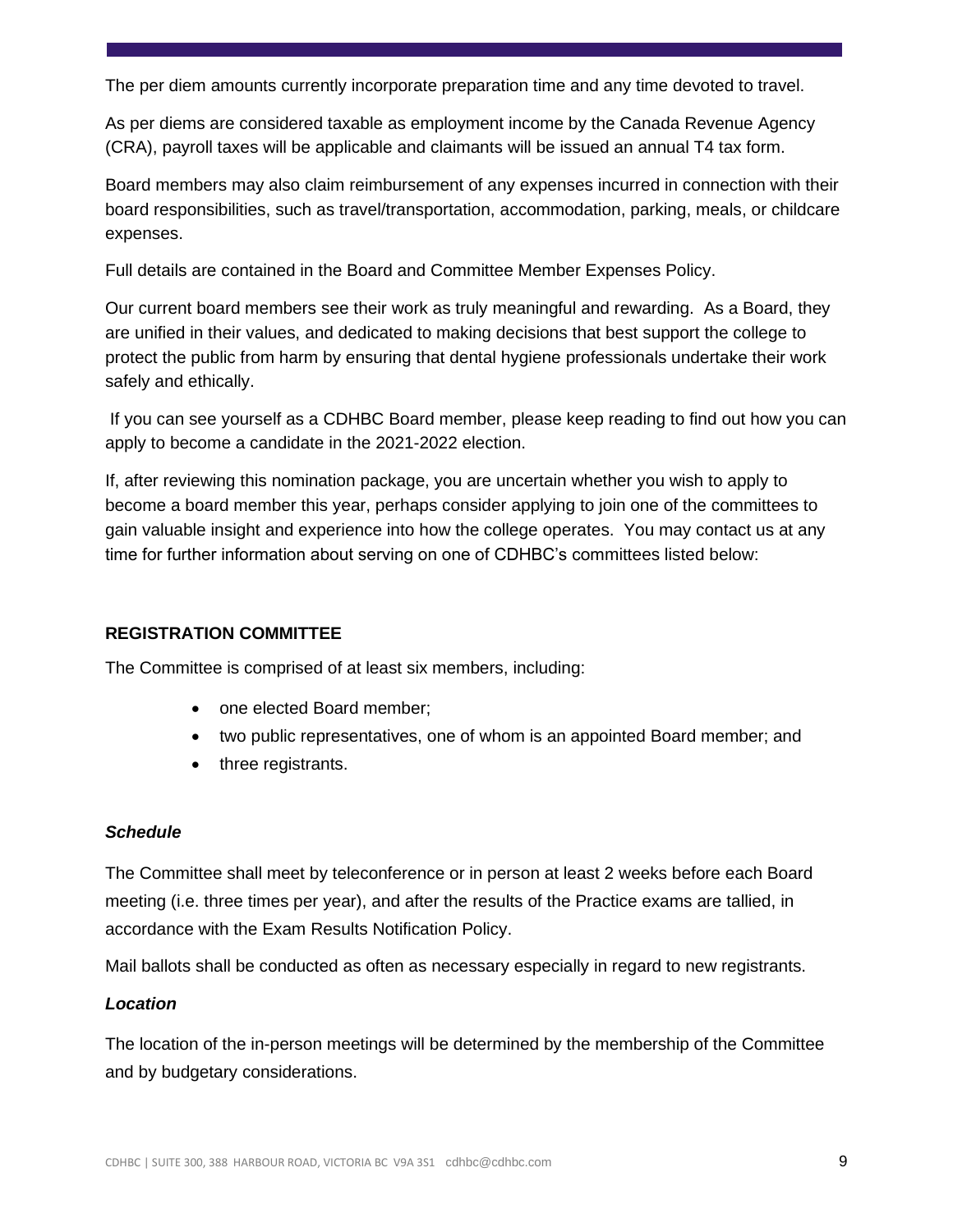The per diem amounts currently incorporate preparation time and any time devoted to travel.

As per diems are considered taxable as employment income by the Canada Revenue Agency (CRA), payroll taxes will be applicable and claimants will be issued an annual T4 tax form.

Board members may also claim reimbursement of any expenses incurred in connection with their board responsibilities, such as travel/transportation, accommodation, parking, meals, or childcare expenses.

Full details are contained in the Board and Committee Member Expenses Policy.

Our current board members see their work as truly meaningful and rewarding. As a Board, they are unified in their values, and dedicated to making decisions that best support the college to protect the public from harm by ensuring that dental hygiene professionals undertake their work safely and ethically.

If you can see yourself as a CDHBC Board member, please keep reading to find out how you can apply to become a candidate in the 2021-2022 election.

If, after reviewing this nomination package, you are uncertain whether you wish to apply to become a board member this year, perhaps consider applying to join one of the committees to gain valuable insight and experience into how the college operates. You may contact us at any time for further information about serving on one of CDHBC's committees listed below:

**REGISTRATION COMMITTEE**

The Committee is comprised of at least six members, including:

- one elected Board member;
- two public representatives, one of whom is an appointed Board member; and
- three registrants.

***Schedule***

The Committee shall meet by teleconference or in person at least 2 weeks before each Board meeting (i.e. three times per year), and after the results of the Practice exams are tallied, in accordance with the Exam Results Notification Policy.

Mail ballots shall be conducted as often as necessary especially in regard to new registrants.

***Location***

The location of the in-person meetings will be determined by the membership of the Committee and by budgetary considerations.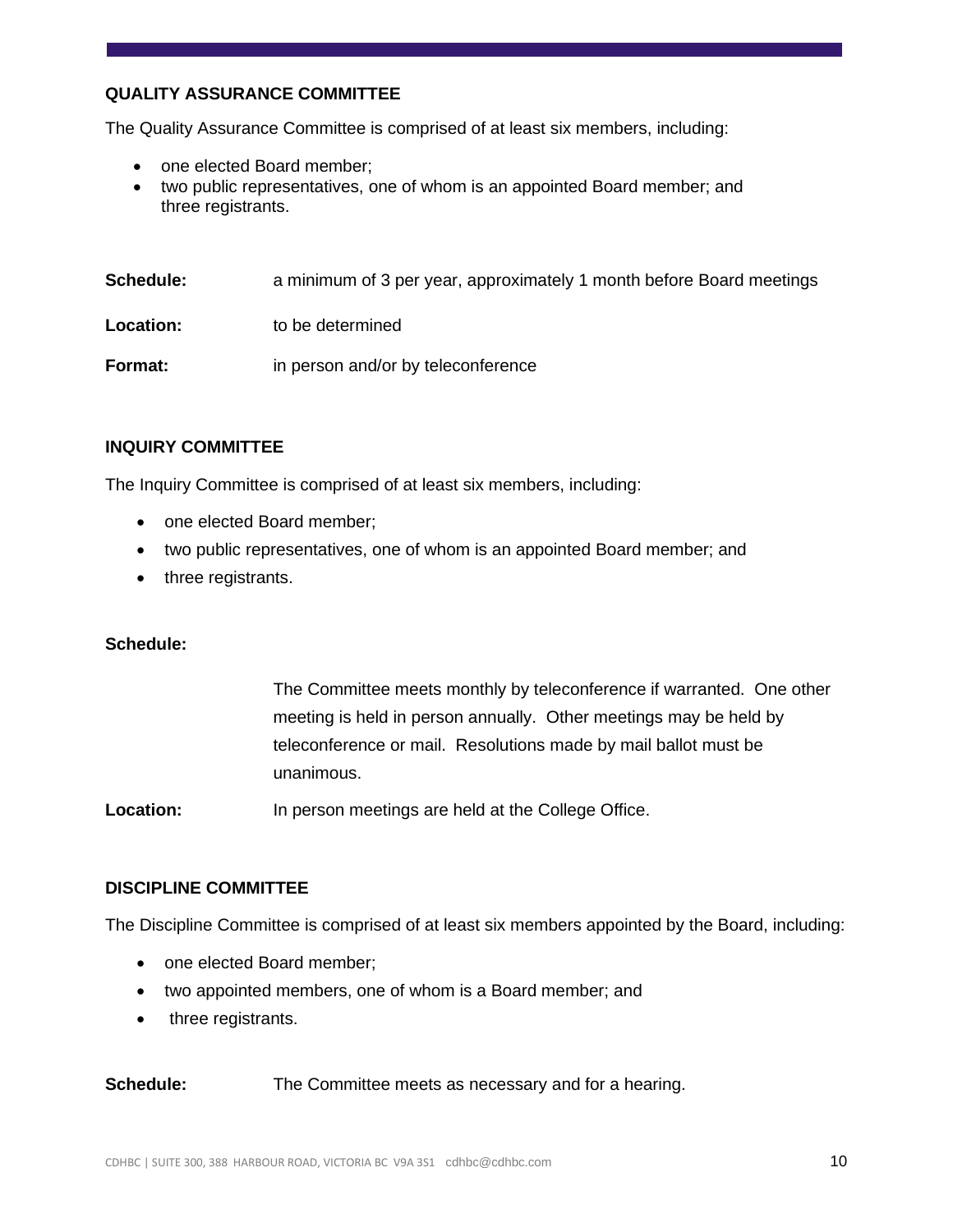### QUALITY ASSURANCE COMMITTEE

The Quality Assurance Committee is comprised of at least six members, including:

- one elected Board member;
- two public representatives, one of whom is an appointed Board member; and three registrants.

**Schedule:** a minimum of 3 per year, approximately 1 month before Board meetings

**Location:** to be determined

**Format:** in person and/or by teleconference

### INQUIRY COMMITTEE

The Inquiry Committee is comprised of at least six members, including:

- one elected Board member;
- two public representatives, one of whom is an appointed Board member; and
- three registrants.

**Schedule:**

The Committee meets monthly by teleconference if warranted. One other meeting is held in person annually. Other meetings may be held by teleconference or mail. Resolutions made by mail ballot must be unanimous.

**Location:** In person meetings are held at the College Office.

### DISCIPLINE COMMITTEE

The Discipline Committee is comprised of at least six members appointed by the Board, including:

- one elected Board member;
- two appointed members, one of whom is a Board member; and
- three registrants.

**Schedule:** The Committee meets as necessary and for a hearing.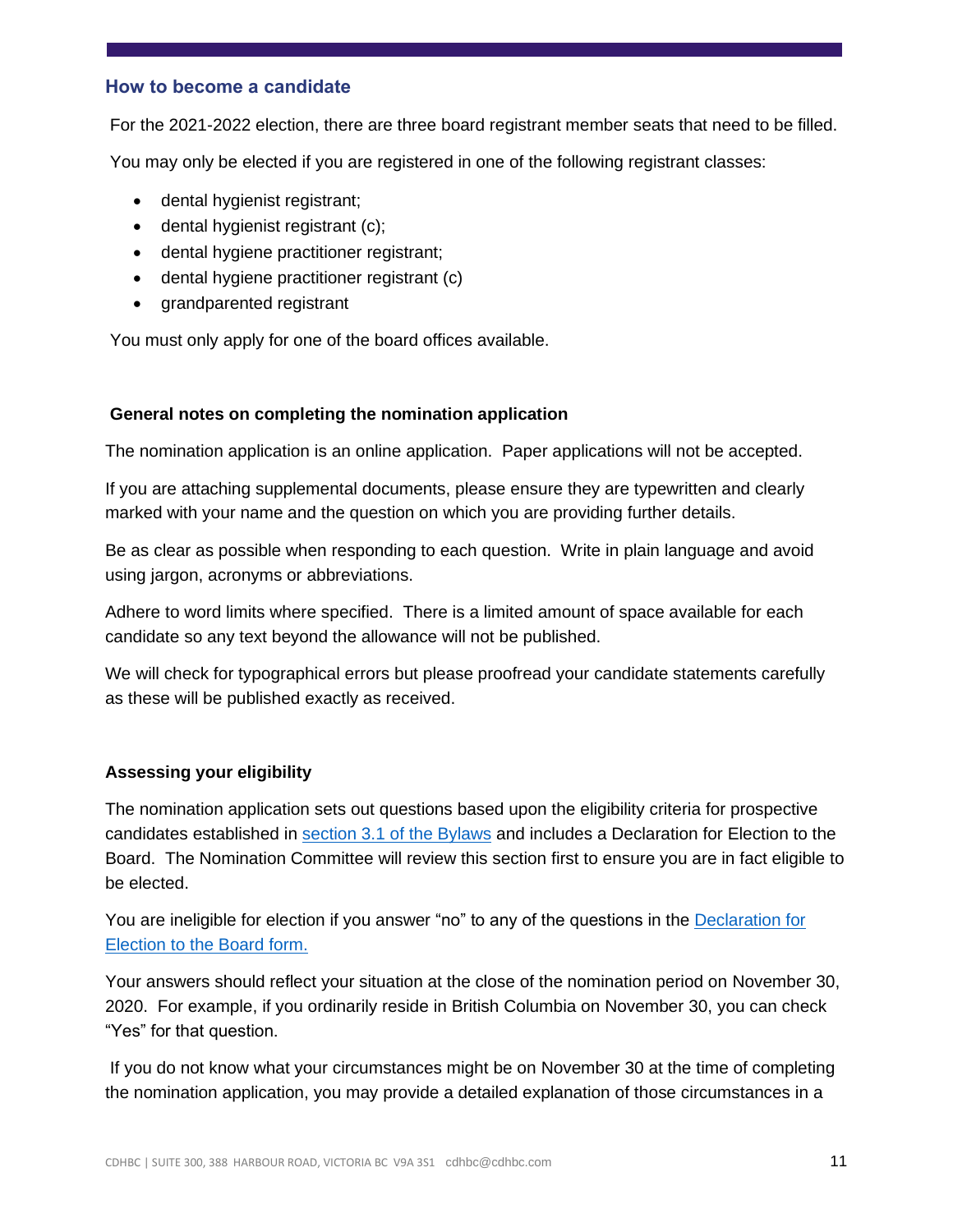## How to become a candidate

For the 2021-2022 election, there are three board registrant member seats that need to be filled.

You may only be elected if you are registered in one of the following registrant classes:

- dental hygienist registrant;
- dental hygienist registrant (c);
- dental hygiene practitioner registrant;
- dental hygiene practitioner registrant (c)
- grandparented registrant

You must only apply for one of the board offices available.

### General notes on completing the nomination application

The nomination application is an online application. Paper applications will not be accepted.

If you are attaching supplemental documents, please ensure they are typewritten and clearly marked with your name and the question on which you are providing further details.

Be as clear as possible when responding to each question. Write in plain language and avoid using jargon, acronyms or abbreviations.

Adhere to word limits where specified. There is a limited amount of space available for each candidate so any text beyond the allowance will not be published.

We will check for typographical errors but please proofread your candidate statements carefully as these will be published exactly as received.

### Assessing your eligibility

The nomination application sets out questions based upon the eligibility criteria for prospective candidates established in section 3.1 of the Bylaws and includes a Declaration for Election to the Board. The Nomination Committee will review this section first to ensure you are in fact eligible to be elected.

You are ineligible for election if you answer "no" to any of the questions in the Declaration for Election to the Board form.

Your answers should reflect your situation at the close of the nomination period on November 30, 2020. For example, if you ordinarily reside in British Columbia on November 30, you can check "Yes" for that question.

If you do not know what your circumstances might be on November 30 at the time of completing the nomination application, you may provide a detailed explanation of those circumstances in a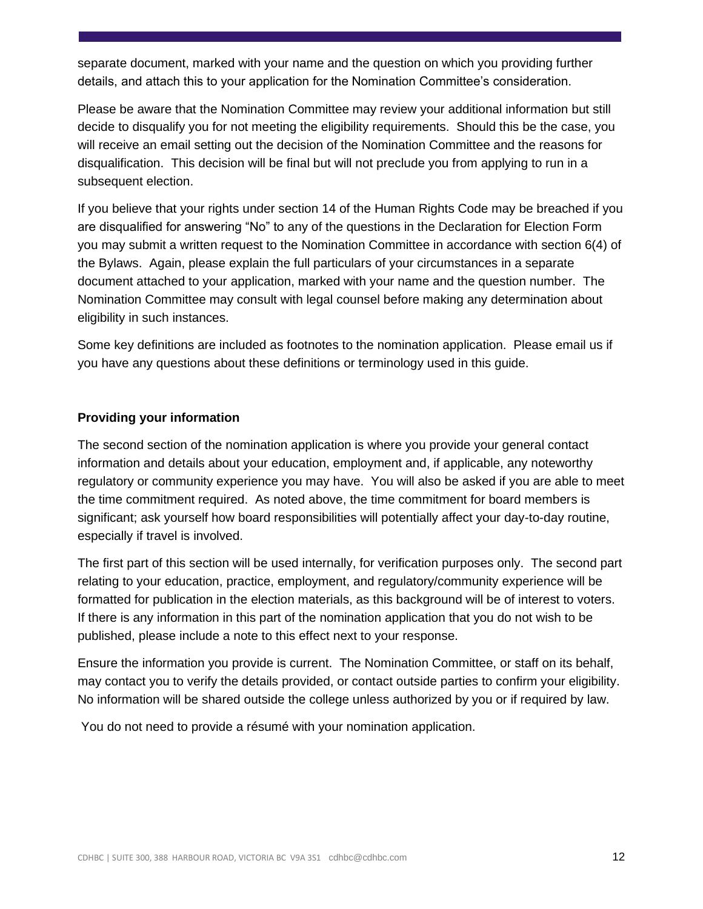separate document, marked with your name and the question on which you providing further details, and attach this to your application for the Nomination Committee's consideration.

Please be aware that the Nomination Committee may review your additional information but still decide to disqualify you for not meeting the eligibility requirements. Should this be the case, you will receive an email setting out the decision of the Nomination Committee and the reasons for disqualification. This decision will be final but will not preclude you from applying to run in a subsequent election.

If you believe that your rights under section 14 of the Human Rights Code may be breached if you are disqualified for answering "No" to any of the questions in the Declaration for Election Form you may submit a written request to the Nomination Committee in accordance with section 6(4) of the Bylaws. Again, please explain the full particulars of your circumstances in a separate document attached to your application, marked with your name and the question number. The Nomination Committee may consult with legal counsel before making any determination about eligibility in such instances.

Some key definitions are included as footnotes to the nomination application. Please email us if you have any questions about these definitions or terminology used in this guide.

**Providing your information**

The second section of the nomination application is where you provide your general contact information and details about your education, employment and, if applicable, any noteworthy regulatory or community experience you may have. You will also be asked if you are able to meet the time commitment required. As noted above, the time commitment for board members is significant; ask yourself how board responsibilities will potentially affect your day-to-day routine, especially if travel is involved.

The first part of this section will be used internally, for verification purposes only. The second part relating to your education, practice, employment, and regulatory/community experience will be formatted for publication in the election materials, as this background will be of interest to voters. If there is any information in this part of the nomination application that you do not wish to be published, please include a note to this effect next to your response.

Ensure the information you provide is current. The Nomination Committee, or staff on its behalf, may contact you to verify the details provided, or contact outside parties to confirm your eligibility. No information will be shared outside the college unless authorized by you or if required by law.

You do not need to provide a résumé with your nomination application.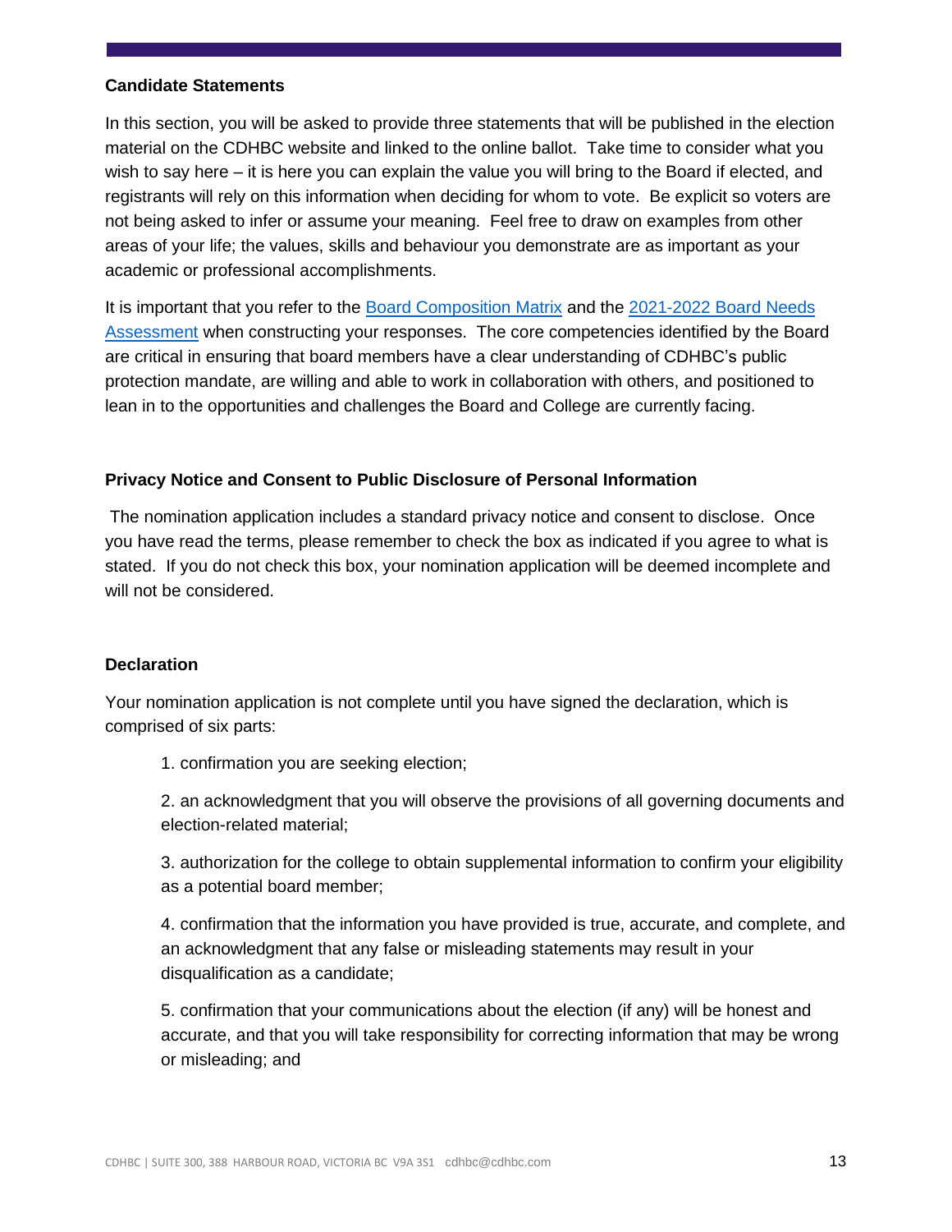**Candidate Statements**

In this section, you will be asked to provide three statements that will be published in the election material on the CDHBC website and linked to the online ballot. Take time to consider what you wish to say here – it is here you can explain the value you will bring to the Board if elected, and registrants will rely on this information when deciding for whom to vote. Be explicit so voters are not being asked to infer or assume your meaning. Feel free to draw on examples from other areas of your life; the values, skills and behaviour you demonstrate are as important as your academic or professional accomplishments.

It is important that you refer to the Board Composition Matrix and the 2021-2022 Board Needs Assessment when constructing your responses. The core competencies identified by the Board are critical in ensuring that board members have a clear understanding of CDHBC's public protection mandate, are willing and able to work in collaboration with others, and positioned to lean in to the opportunities and challenges the Board and College are currently facing.

**Privacy Notice and Consent to Public Disclosure of Personal Information**

The nomination application includes a standard privacy notice and consent to disclose. Once you have read the terms, please remember to check the box as indicated if you agree to what is stated. If you do not check this box, your nomination application will be deemed incomplete and will not be considered.

**Declaration**

Your nomination application is not complete until you have signed the declaration, which is comprised of six parts:

1. confirmation you are seeking election;
2. an acknowledgment that you will observe the provisions of all governing documents and election-related material;
3. authorization for the college to obtain supplemental information to confirm your eligibility as a potential board member;
4. confirmation that the information you have provided is true, accurate, and complete, and an acknowledgment that any false or misleading statements may result in your disqualification as a candidate;
5. confirmation that your communications about the election (if any) will be honest and accurate, and that you will take responsibility for correcting information that may be wrong or misleading; and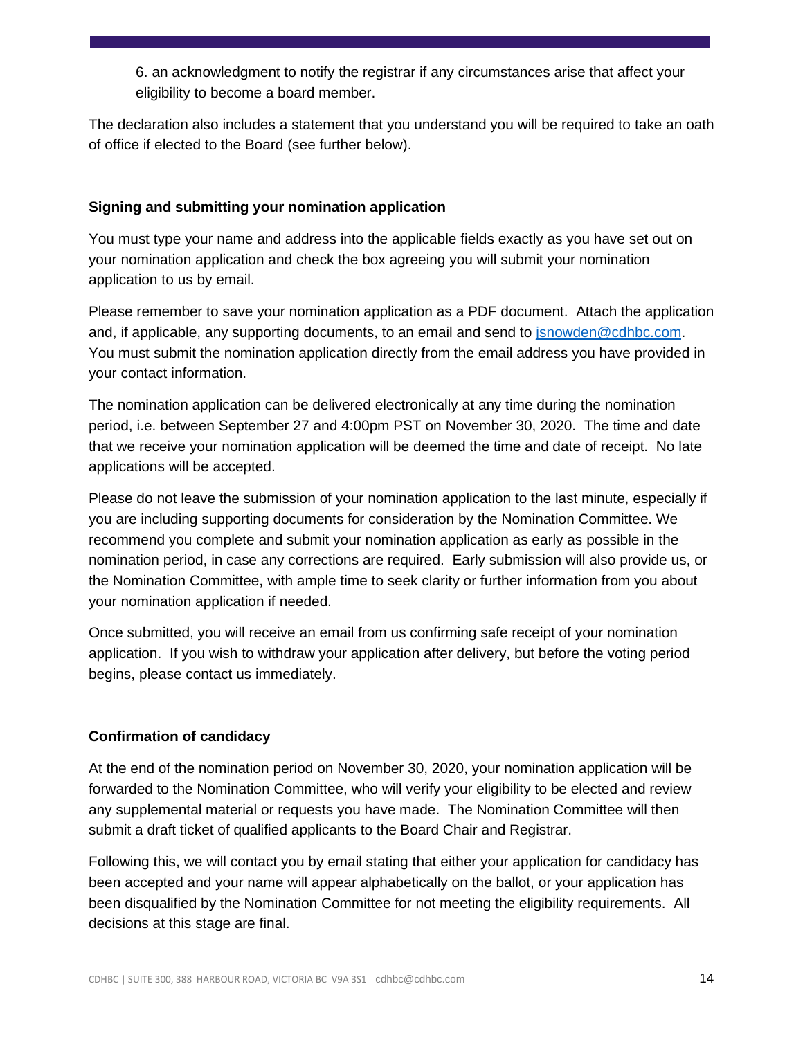6. an acknowledgment to notify the registrar if any circumstances arise that affect your eligibility to become a board member.

The declaration also includes a statement that you understand you will be required to take an oath of office if elected to the Board (see further below).

**Signing and submitting your nomination application**

You must type your name and address into the applicable fields exactly as you have set out on your nomination application and check the box agreeing you will submit your nomination application to us by email.

Please remember to save your nomination application as a PDF document. Attach the application and, if applicable, any supporting documents, to an email and send to jsnowden@cdhbc.com. You must submit the nomination application directly from the email address you have provided in your contact information.

The nomination application can be delivered electronically at any time during the nomination period, i.e. between September 27 and 4:00pm PST on November 30, 2020. The time and date that we receive your nomination application will be deemed the time and date of receipt. No late applications will be accepted.

Please do not leave the submission of your nomination application to the last minute, especially if you are including supporting documents for consideration by the Nomination Committee. We recommend you complete and submit your nomination application as early as possible in the nomination period, in case any corrections are required. Early submission will also provide us, or the Nomination Committee, with ample time to seek clarity or further information from you about your nomination application if needed.

Once submitted, you will receive an email from us confirming safe receipt of your nomination application. If you wish to withdraw your application after delivery, but before the voting period begins, please contact us immediately.

**Confirmation of candidacy**

At the end of the nomination period on November 30, 2020, your nomination application will be forwarded to the Nomination Committee, who will verify your eligibility to be elected and review any supplemental material or requests you have made. The Nomination Committee will then submit a draft ticket of qualified applicants to the Board Chair and Registrar.

Following this, we will contact you by email stating that either your application for candidacy has been accepted and your name will appear alphabetically on the ballot, or your application has been disqualified by the Nomination Committee for not meeting the eligibility requirements. All decisions at this stage are final.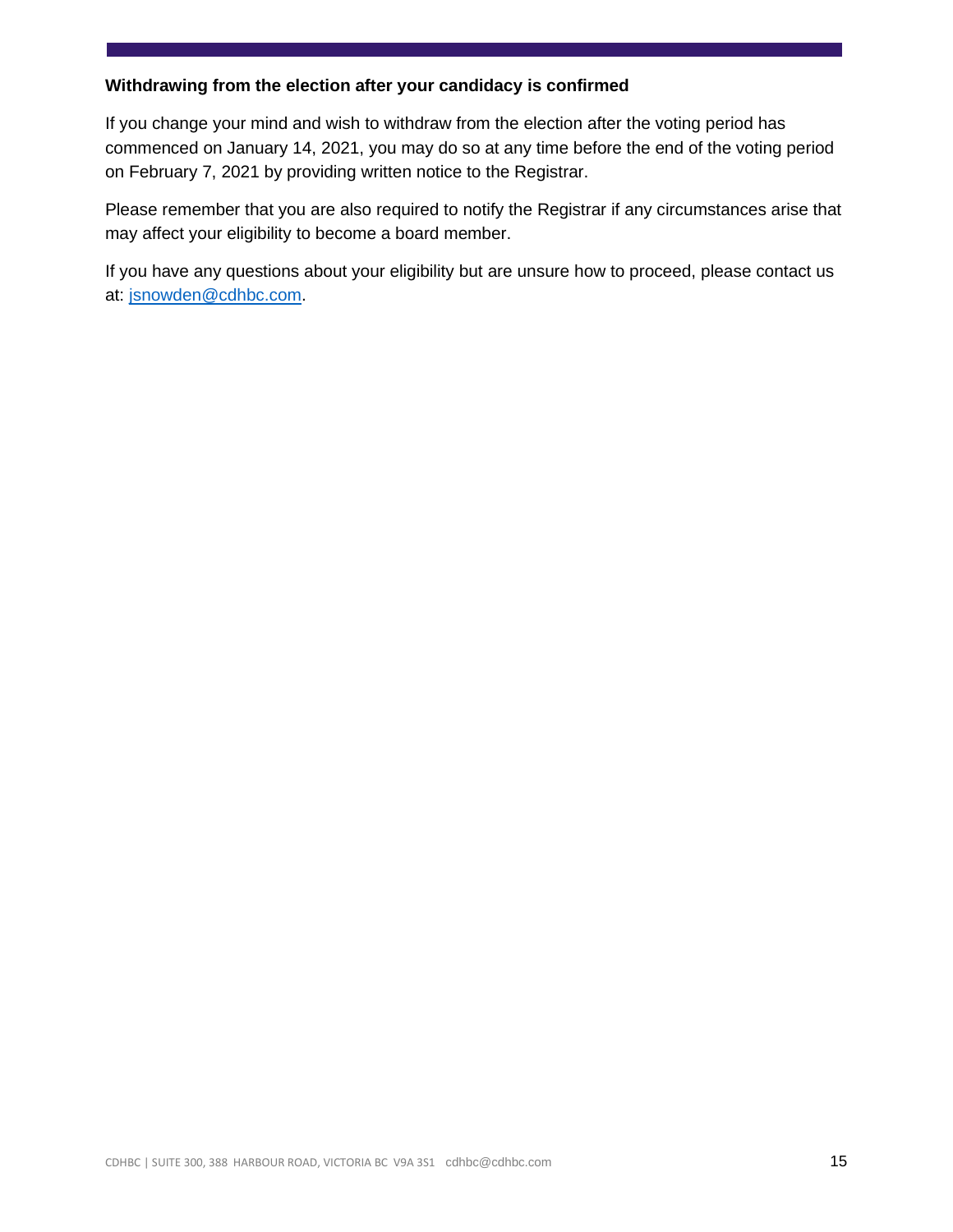**Withdrawing from the election after your candidacy is confirmed**

If you change your mind and wish to withdraw from the election after the voting period has commenced on January 14, 2021, you may do so at any time before the end of the voting period on February 7, 2021 by providing written notice to the Registrar.

Please remember that you are also required to notify the Registrar if any circumstances arise that may affect your eligibility to become a board member.

If you have any questions about your eligibility but are unsure how to proceed, please contact us at: jsnowden@cdhbc.com.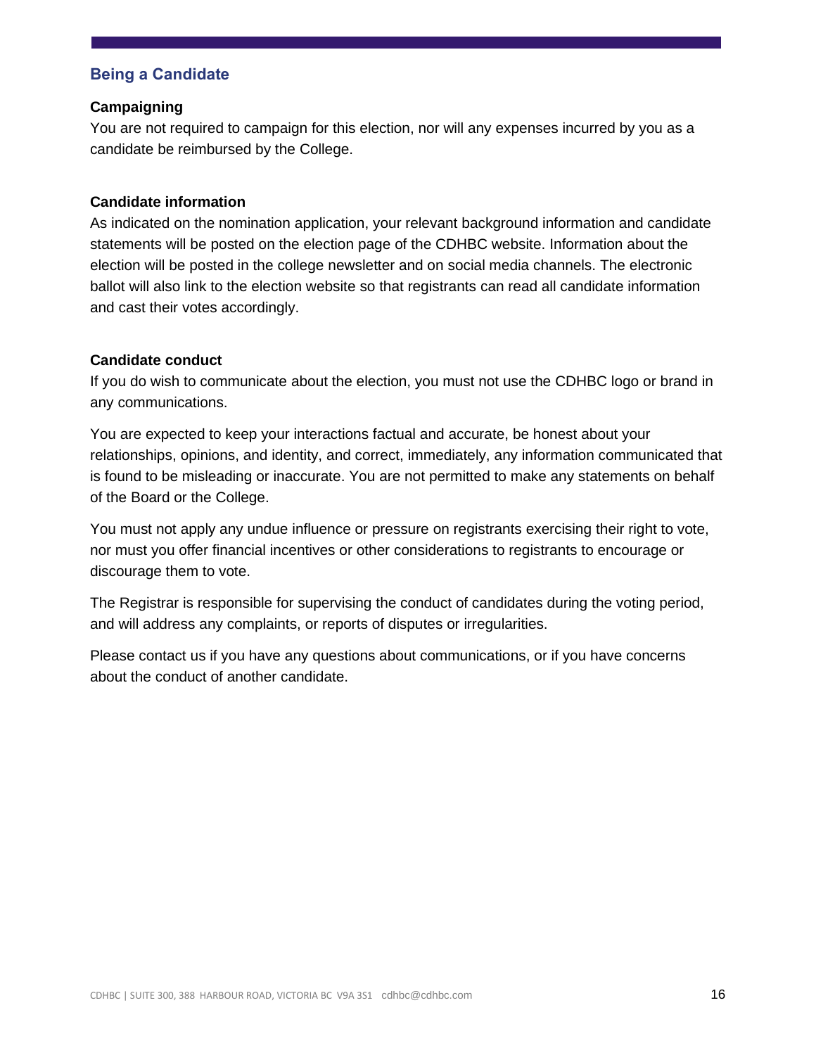## Being a Candidate

### Campaigning

You are not required to campaign for this election, nor will any expenses incurred by you as a candidate be reimbursed by the College.

### Candidate information

As indicated on the nomination application, your relevant background information and candidate statements will be posted on the election page of the CDHBC website. Information about the election will be posted in the college newsletter and on social media channels. The electronic ballot will also link to the election website so that registrants can read all candidate information and cast their votes accordingly.

### Candidate conduct

If you do wish to communicate about the election, you must not use the CDHBC logo or brand in any communications.

You are expected to keep your interactions factual and accurate, be honest about your relationships, opinions, and identity, and correct, immediately, any information communicated that is found to be misleading or inaccurate. You are not permitted to make any statements on behalf of the Board or the College.

You must not apply any undue influence or pressure on registrants exercising their right to vote, nor must you offer financial incentives or other considerations to registrants to encourage or discourage them to vote.

The Registrar is responsible for supervising the conduct of candidates during the voting period, and will address any complaints, or reports of disputes or irregularities.

Please contact us if you have any questions about communications, or if you have concerns about the conduct of another candidate.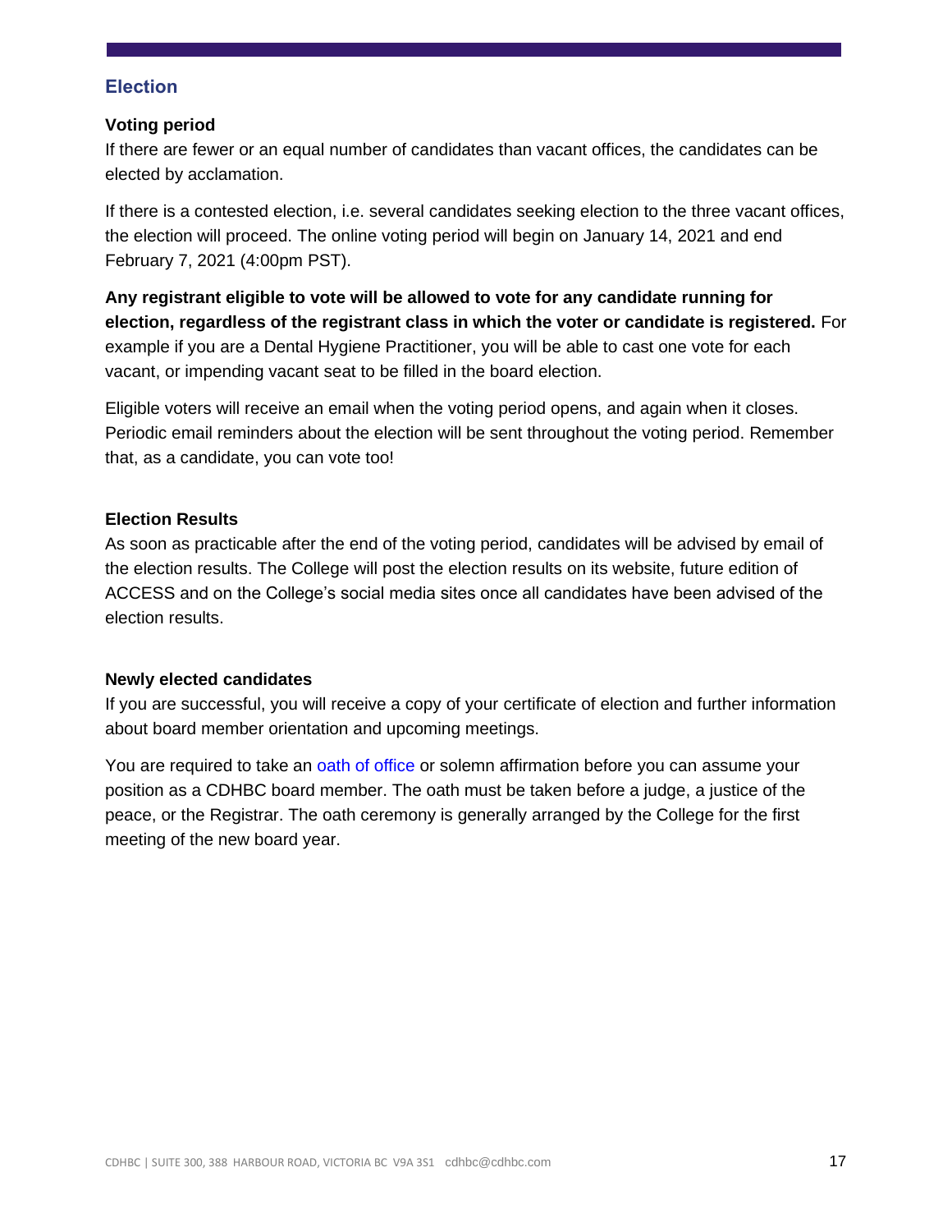## Election

### Voting period

If there are fewer or an equal number of candidates than vacant offices, the candidates can be elected by acclamation.

If there is a contested election, i.e. several candidates seeking election to the three vacant offices, the election will proceed. The online voting period will begin on January 14, 2021 and end February 7, 2021 (4:00pm PST).

**Any registrant eligible to vote will be allowed to vote for any candidate running for election, regardless of the registrant class in which the voter or candidate is registered.** For example if you are a Dental Hygiene Practitioner, you will be able to cast one vote for each vacant, or impending vacant seat to be filled in the board election.

Eligible voters will receive an email when the voting period opens, and again when it closes. Periodic email reminders about the election will be sent throughout the voting period. Remember that, as a candidate, you can vote too!

### Election Results

As soon as practicable after the end of the voting period, candidates will be advised by email of the election results. The College will post the election results on its website, future edition of ACCESS and on the College's social media sites once all candidates have been advised of the election results.

### Newly elected candidates

If you are successful, you will receive a copy of your certificate of election and further information about board member orientation and upcoming meetings.

You are required to take an oath of office or solemn affirmation before you can assume your position as a CDHBC board member. The oath must be taken before a judge, a justice of the peace, or the Registrar. The oath ceremony is generally arranged by the College for the first meeting of the new board year.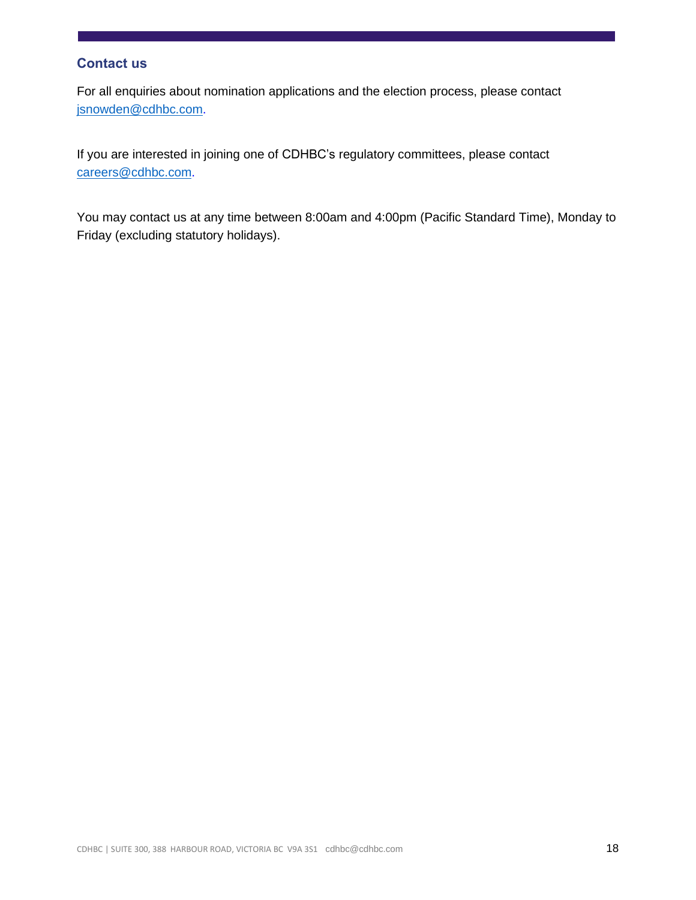## Contact us

For all enquiries about nomination applications and the election process, please contact jsnowden@cdhbc.com.

If you are interested in joining one of CDHBC's regulatory committees, please contact careers@cdhbc.com.

You may contact us at any time between 8:00am and 4:00pm (Pacific Standard Time), Monday to Friday (excluding statutory holidays).